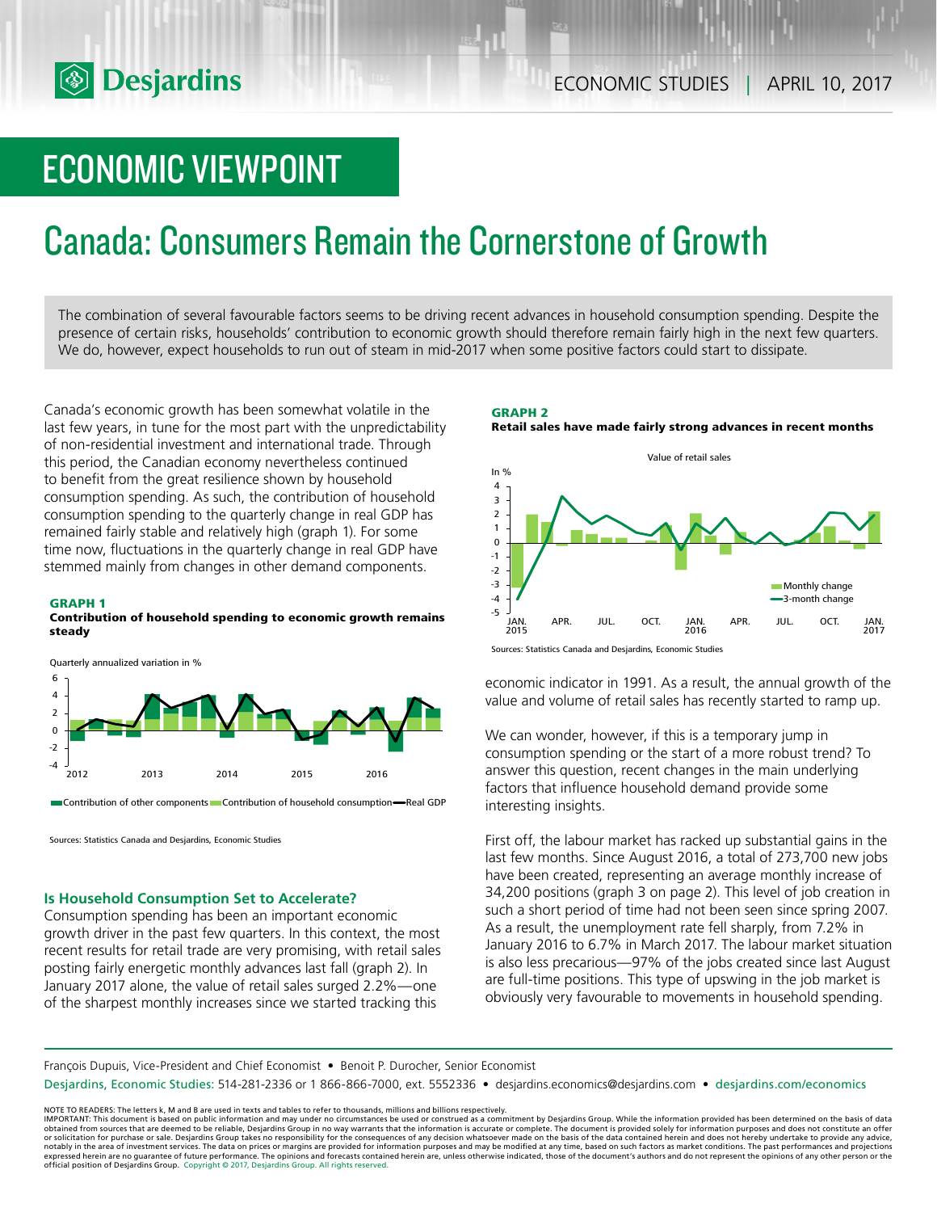ECONOMIC STUDIES | APRIL 10, 2017

# ECONOMIC VIEWPOINT

## Canada: Consumers Remain the Cornerstone of Growth

The combination of several favourable factors seems to be driving recent advances in household consumption spending. Despite the presence of certain risks, households' contribution to economic growth should therefore remain fairly high in the next few quarters. We do, however, expect households to run out of steam in mid-2017 when some positive factors could start to dissipate.

Canada's economic growth has been somewhat volatile in the last few years, in tune for the most part with the unpredictability of non-residential investment and international trade. Through this period, the Canadian economy nevertheless continued to benefit from the great resilience shown by household consumption spending. As such, the contribution of household consumption spending to the quarterly change in real GDP has remained fairly stable and relatively high (graph 1). For some time now, fluctuations in the quarterly change in real GDP have stemmed mainly from changes in other demand components.

**GRAPH 1**
**Contribution of household spending to economic growth remains steady**

Sources: Statistics Canada and Desjardins, Economic Studies

### Is Household Consumption Set to Accelerate?

Consumption spending has been an important economic growth driver in the past few quarters. In this context, the most recent results for retail trade are very promising, with retail sales posting fairly energetic monthly advances last fall (graph 2). In January 2017 alone, the value of retail sales surged 2.2%—one of the sharpest monthly increases since we started tracking this economic indicator in 1991. As a result, the annual growth of the value and volume of retail sales has recently started to ramp up.

**GRAPH 2**
**Retail sales have made fairly strong advances in recent months**

Sources: Statistics Canada and Desjardins, Economic Studies

We can wonder, however, if this is a temporary jump in consumption spending or the start of a more robust trend? To answer this question, recent changes in the main underlying factors that influence household demand provide some interesting insights.

First off, the labour market has racked up substantial gains in the last few months. Since August 2016, a total of 273,700 new jobs have been created, representing an average monthly increase of 34,200 positions (graph 3 on page 2). This level of job creation in such a short period of time had not been seen since spring 2007. As a result, the unemployment rate fell sharply, from 7.2% in January 2016 to 6.7% in March 2017. The labour market situation is also less precarious—97% of the jobs created since last August are full-time positions. This type of upswing in the job market is obviously very favourable to movements in household spending.

François Dupuis, Vice-President and Chief Economist • Benoit P. Durocher, Senior Economist

Desjardins, Economic Studies: 514-281-2336 or 1 866-866-7000, ext. 5552336 • desjardins.economics@desjardins.com • desjardins.com/economics

NOTE TO READERS: The letters k, M and B are used in texts and tables to refer to thousands, millions and billions respectively.
IMPORTANT: This document is based on public information and may under no circumstances be used or construed as a commitment by Desjardins Group. While the information provided has been determined on the basis of data obtained from sources that are deemed to be reliable, Desjardins Group in no way warrants that the information is accurate or complete. The document is provided solely for information purposes and does not constitute an offer or solicitation for purchase or sale. Desjardins Group takes no responsibility for the consequences of any decision whatsoever made on the basis of the data contained herein and does not hereby undertake to provide any advice, notably in the area of investment services. The data on prices or margins are provided for information purposes and may be modified at any time, based on such factors as market conditions. The past performances and projections expressed herein are no guarantee of future performance. The opinions and forecasts contained herein are, unless otherwise indicated, those of the document's authors and do not represent the opinions of any other person or the official position of Desjardins Group. Copyright © 2017, Desjardins Group. All rights reserved.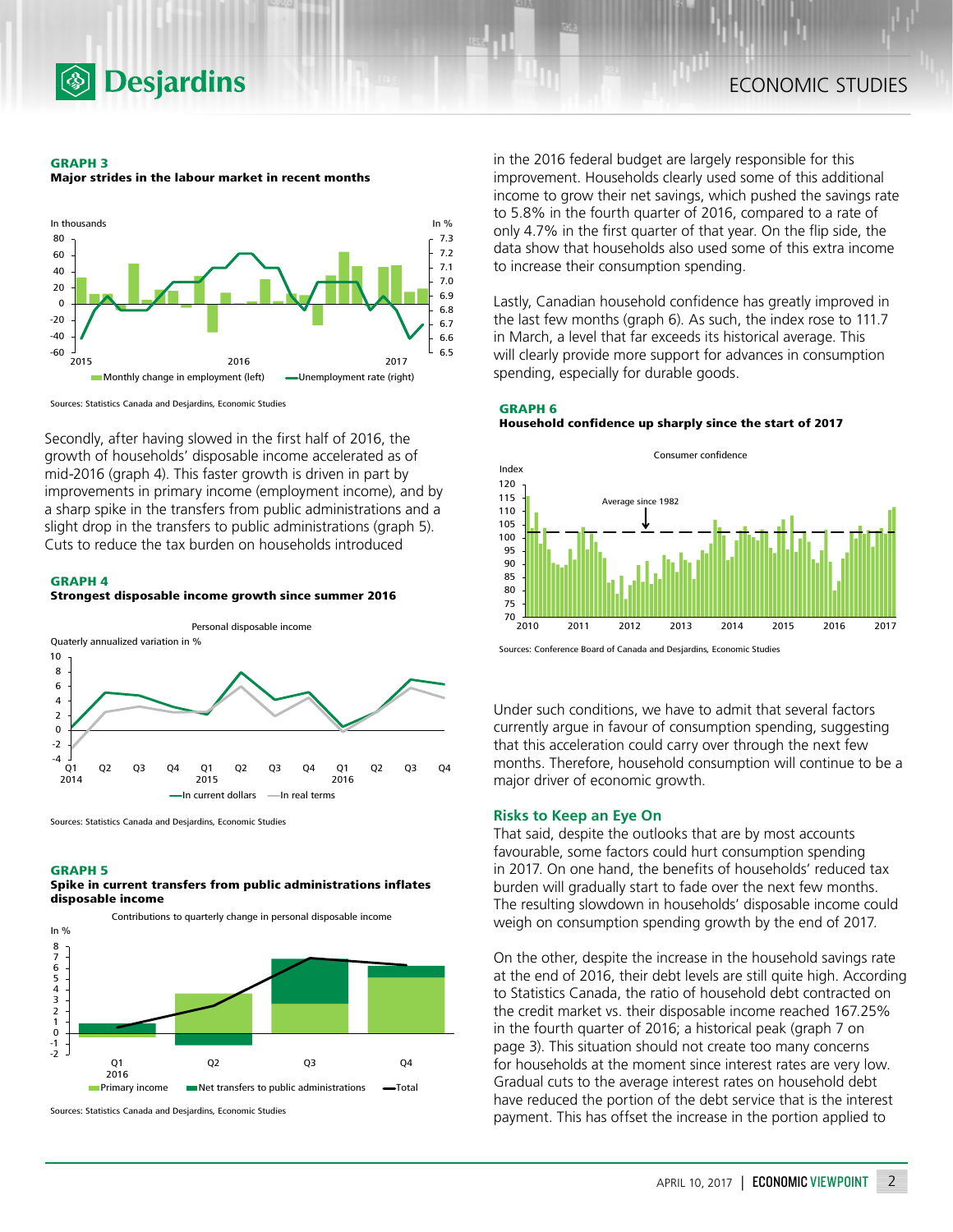**GRAPH 3**
**Major strides in the labour market in recent months**

Sources: Statistics Canada and Desjardins, Economic Studies

Secondly, after having slowed in the first half of 2016, the growth of households' disposable income accelerated as of mid-2016 (graph 4). This faster growth is driven in part by improvements in primary income (employment income), and by a sharp spike in the transfers from public administrations and a slight drop in the transfers to public administrations (graph 5). Cuts to reduce the tax burden on households introduced in the 2016 federal budget are largely responsible for this improvement. Households clearly used some of this additional income to grow their net savings, which pushed the savings rate to 5.8% in the fourth quarter of 2016, compared to a rate of only 4.7% in the first quarter of that year. On the flip side, the data show that households also used some of this extra income to increase their consumption spending.

**GRAPH 4**
**Strongest disposable income growth since summer 2016**

Sources: Statistics Canada and Desjardins, Economic Studies

**GRAPH 5**
**Spike in current transfers from public administrations inflates disposable income**

Sources: Statistics Canada and Desjardins, Economic Studies

Lastly, Canadian household confidence has greatly improved in the last few months (graph 6). As such, the index rose to 111.7 in March, a level that far exceeds its historical average. This will clearly provide more support for advances in consumption spending, especially for durable goods.

**GRAPH 6**
**Household confidence up sharply since the start of 2017**

Sources: Conference Board of Canada and Desjardins, Economic Studies

Under such conditions, we have to admit that several factors currently argue in favour of consumption spending, suggesting that this acceleration could carry over through the next few months. Therefore, household consumption will continue to be a major driver of economic growth.

## Risks to Keep an Eye On

That said, despite the outlooks that are by most accounts favourable, some factors could hurt consumption spending in 2017. On one hand, the benefits of households' reduced tax burden will gradually start to fade over the next few months. The resulting slowdown in households' disposable income could weigh on consumption spending growth by the end of 2017.

On the other, despite the increase in the household savings rate at the end of 2016, their debt levels are still quite high. According to Statistics Canada, the ratio of household debt contracted on the credit market vs. their disposable income reached 167.25% in the fourth quarter of 2016; a historical peak (graph 7 on page 3). This situation should not create too many concerns for households at the moment since interest rates are very low. Gradual cuts to the average interest rates on household debt have reduced the portion of the debt service that is the interest payment. This has offset the increase in the portion applied to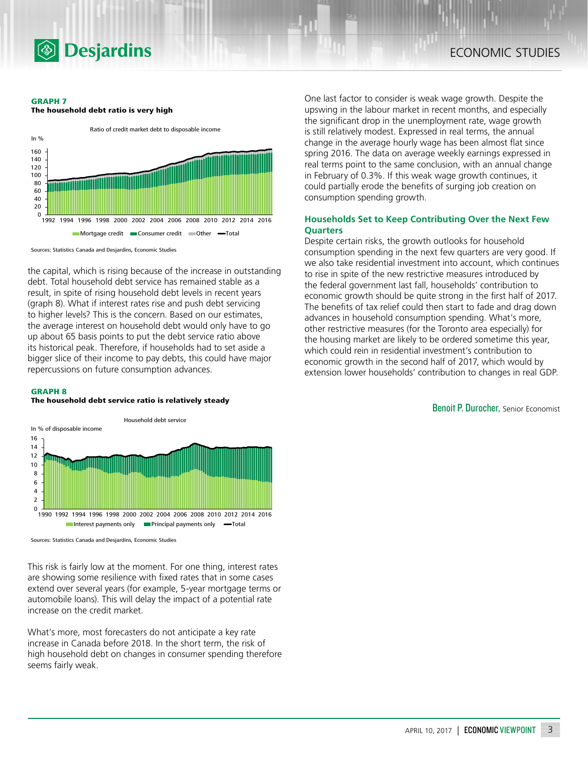**GRAPH 7**
**The household debt ratio is very high**

Ratio of credit market debt to disposable income

In %

160
140
120
100
80
60
40
20
0

1992 1994 1996 1998 2000 2002 2004 2006 2008 2010 2012 2014 2016

Mortgage credit | Consumer credit | Other | Total

Sources: Statistics Canada and Desjardins, Economic Studies

the capital, which is rising because of the increase in outstanding debt. Total household debt service has remained stable as a result, in spite of rising household debt levels in recent years (graph 8). What if interest rates rise and push debt servicing to higher levels? This is the concern. Based on our estimates, the average interest on household debt would only have to go up about 65 basis points to put the debt service ratio above its historical peak. Therefore, if households had to set aside a bigger slice of their income to pay debts, this could have major repercussions on future consumption advances.

**GRAPH 8**
**The household debt service ratio is relatively steady**

Household debt service

In % of disposable income

16
14
12
10
8
6
4
2
0

1990 1992 1994 1996 1998 2000 2002 2004 2006 2008 2010 2012 2014 2016

Interest payments only | Principal payments only | Total

Sources: Statistics Canada and Desjardins, Economic Studies

This risk is fairly low at the moment. For one thing, interest rates are showing some resilience with fixed rates that in some cases extend over several years (for example, 5-year mortgage terms or automobile loans). This will delay the impact of a potential rate increase on the credit market.

What's more, most forecasters do not anticipate a key rate increase in Canada before 2018. In the short term, the risk of high household debt on changes in consumer spending therefore seems fairly weak.

One last factor to consider is weak wage growth. Despite the upswing in the labour market in recent months, and especially the significant drop in the unemployment rate, wage growth is still relatively modest. Expressed in real terms, the annual change in the average hourly wage has been almost flat since spring 2016. The data on average weekly earnings expressed in real terms point to the same conclusion, with an annual change in February of 0.3%. If this weak wage growth continues, it could partially erode the benefits of surging job creation on consumption spending growth.

## Households Set to Keep Contributing Over the Next Few Quarters

Despite certain risks, the growth outlooks for household consumption spending in the next few quarters are very good. If we also take residential investment into account, which continues to rise in spite of the new restrictive measures introduced by the federal government last fall, households' contribution to economic growth should be quite strong in the first half of 2017. The benefits of tax relief could then start to fade and drag down advances in household consumption spending. What's more, other restrictive measures (for the Toronto area especially) for the housing market are likely to be ordered sometime this year, which could rein in residential investment's contribution to economic growth in the second half of 2017, which would by extension lower households' contribution to changes in real GDP.

**Benoit P. Durocher**, Senior Economist